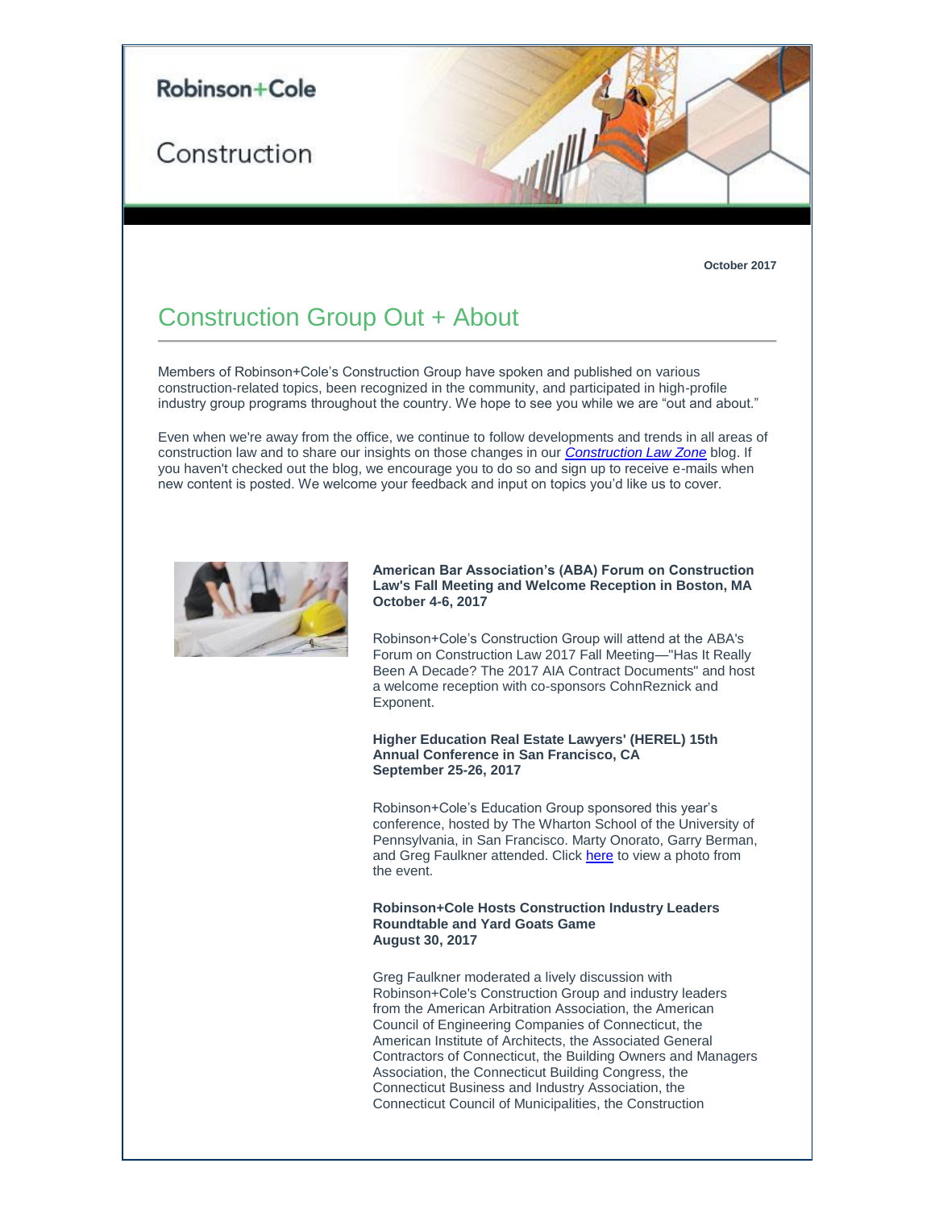Robinson+Cole

Construction

October 2017

# Construction Group Out + About

Members of Robinson+Cole's Construction Group have spoken and published on various construction-related topics, been recognized in the community, and participated in high-profile industry group programs throughout the country. We hope to see you while we are "out and about."

Even when we're away from the office, we continue to follow developments and trends in all areas of construction law and to share our insights on those changes in our *Construction Law Zone* blog. If you haven't checked out the blog, we encourage you to do so and sign up to receive e-mails when new content is posted. We welcome your feedback and input on topics you'd like us to cover.

**American Bar Association's (ABA) Forum on Construction Law's Fall Meeting and Welcome Reception in Boston, MA**
**October 4-6, 2017**

Robinson+Cole's Construction Group will attend at the ABA's Forum on Construction Law 2017 Fall Meeting—"Has It Really Been A Decade? The 2017 AIA Contract Documents" and host a welcome reception with co-sponsors CohnReznick and Exponent.

**Higher Education Real Estate Lawyers' (HEREL) 15th Annual Conference in San Francisco, CA**
**September 25-26, 2017**

Robinson+Cole's Education Group sponsored this year's conference, hosted by The Wharton School of the University of Pennsylvania, in San Francisco. Marty Onorato, Garry Berman, and Greg Faulkner attended. Click here to view a photo from the event.

**Robinson+Cole Hosts Construction Industry Leaders Roundtable and Yard Goats Game**
**August 30, 2017**

Greg Faulkner moderated a lively discussion with Robinson+Cole's Construction Group and industry leaders from the American Arbitration Association, the American Council of Engineering Companies of Connecticut, the American Institute of Architects, the Associated General Contractors of Connecticut, the Building Owners and Managers Association, the Connecticut Building Congress, the Connecticut Business and Industry Association, the Connecticut Council of Municipalities, the Construction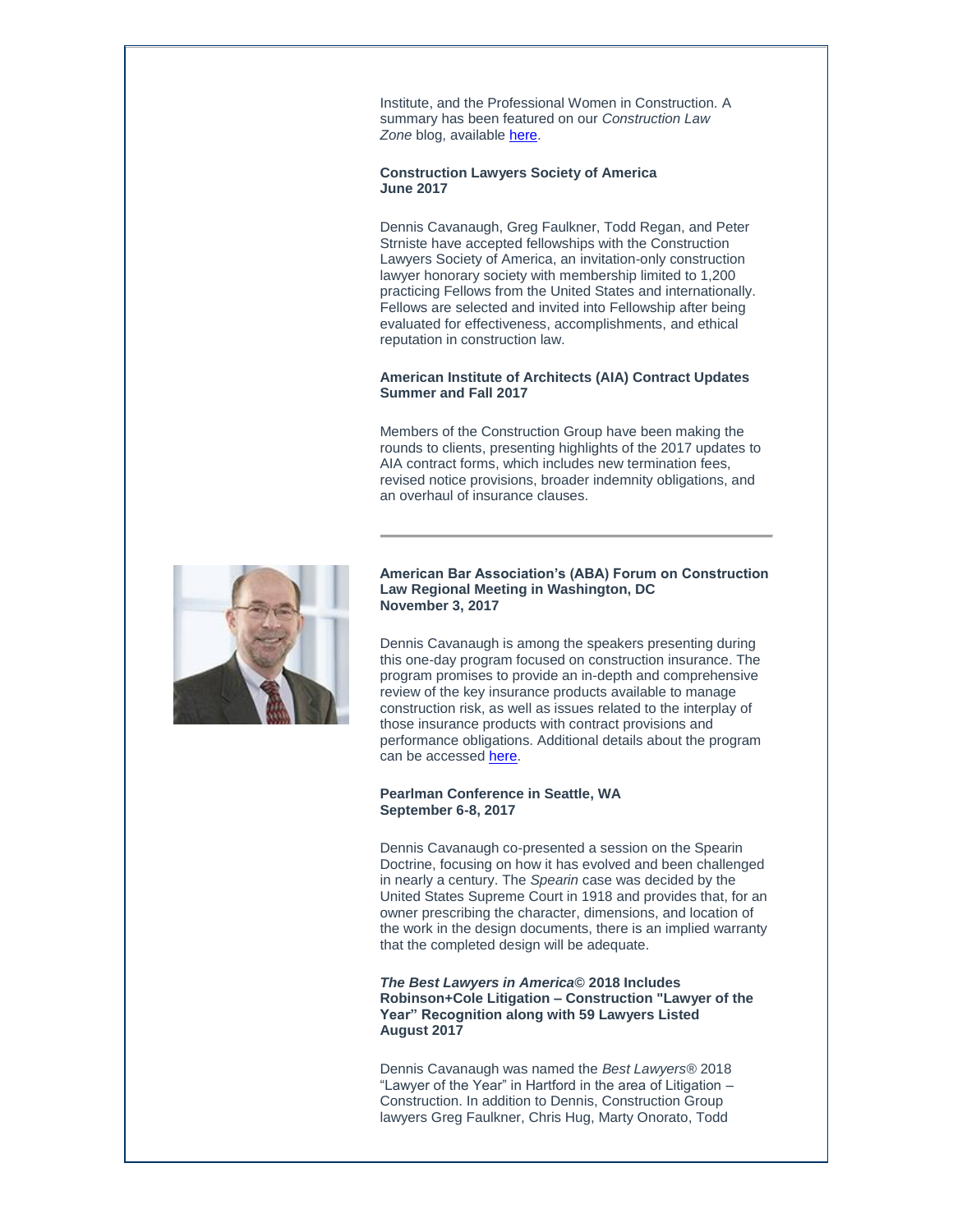Institute, and the Professional Women in Construction. A summary has been featured on our *Construction Law Zone* blog, available here.

**Construction Lawyers Society of America**
**June 2017**

Dennis Cavanaugh, Greg Faulkner, Todd Regan, and Peter Strniste have accepted fellowships with the Construction Lawyers Society of America, an invitation-only construction lawyer honorary society with membership limited to 1,200 practicing Fellows from the United States and internationally. Fellows are selected and invited into Fellowship after being evaluated for effectiveness, accomplishments, and ethical reputation in construction law.

**American Institute of Architects (AIA) Contract Updates**
**Summer and Fall 2017**

Members of the Construction Group have been making the rounds to clients, presenting highlights of the 2017 updates to AIA contract forms, which includes new termination fees, revised notice provisions, broader indemnity obligations, and an overhaul of insurance clauses.

---

**American Bar Association's (ABA) Forum on Construction Law Regional Meeting in Washington, DC**
**November 3, 2017**

Dennis Cavanaugh is among the speakers presenting during this one-day program focused on construction insurance. The program promises to provide an in-depth and comprehensive review of the key insurance products available to manage construction risk, as well as issues related to the interplay of those insurance products with contract provisions and performance obligations. Additional details about the program can be accessed here.

**Pearlman Conference in Seattle, WA**
**September 6-8, 2017**

Dennis Cavanaugh co-presented a session on the Spearin Doctrine, focusing on how it has evolved and been challenged in nearly a century. The *Spearin* case was decided by the United States Supreme Court in 1918 and provides that, for an owner prescribing the character, dimensions, and location of the work in the design documents, there is an implied warranty that the completed design will be adequate.

***The Best Lawyers in America*© 2018 Includes Robinson+Cole Litigation – Construction "Lawyer of the Year" Recognition along with 59 Lawyers Listed**
**August 2017**

Dennis Cavanaugh was named the *Best Lawyers®* 2018 "Lawyer of the Year" in Hartford in the area of Litigation – Construction. In addition to Dennis, Construction Group lawyers Greg Faulkner, Chris Hug, Marty Onorato, Todd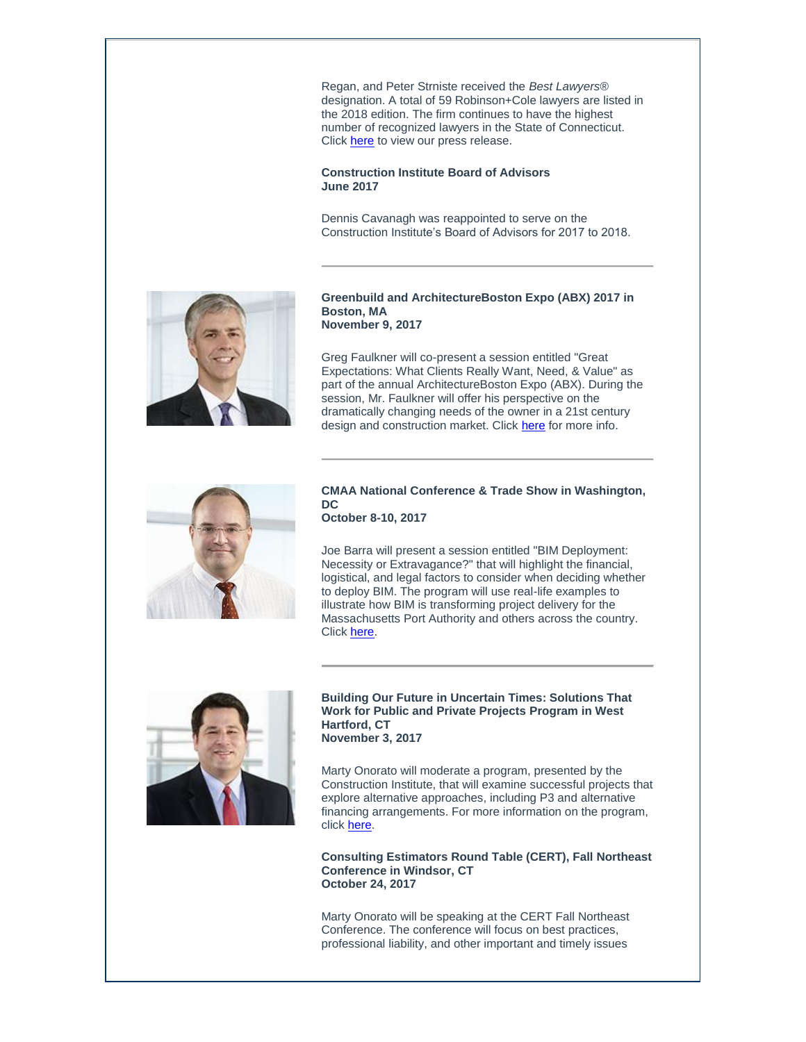Regan, and Peter Strniste received the *Best Lawyers®* designation. A total of 59 Robinson+Cole lawyers are listed in the 2018 edition. The firm continues to have the highest number of recognized lawyers in the State of Connecticut. Click here to view our press release.

**Construction Institute Board of Advisors**
**June 2017**

Dennis Cavanagh was reappointed to serve on the Construction Institute's Board of Advisors for 2017 to 2018.

---

**Greenbuild and ArchitectureBoston Expo (ABX) 2017 in Boston, MA**
**November 9, 2017**

Greg Faulkner will co-present a session entitled "Great Expectations: What Clients Really Want, Need, & Value" as part of the annual ArchitectureBoston Expo (ABX). During the session, Mr. Faulkner will offer his perspective on the dramatically changing needs of the owner in a 21st century design and construction market. Click here for more info.

---

**CMAA National Conference & Trade Show in Washington, DC**
**October 8-10, 2017**

Joe Barra will present a session entitled "BIM Deployment: Necessity or Extravagance?" that will highlight the financial, logistical, and legal factors to consider when deciding whether to deploy BIM. The program will use real-life examples to illustrate how BIM is transforming project delivery for the Massachusetts Port Authority and others across the country. Click here.

---

**Building Our Future in Uncertain Times: Solutions That Work for Public and Private Projects Program in West Hartford, CT**
**November 3, 2017**

Marty Onorato will moderate a program, presented by the Construction Institute, that will examine successful projects that explore alternative approaches, including P3 and alternative financing arrangements. For more information on the program, click here.

**Consulting Estimators Round Table (CERT), Fall Northeast Conference in Windsor, CT**
**October 24, 2017**

Marty Onorato will be speaking at the CERT Fall Northeast Conference. The conference will focus on best practices, professional liability, and other important and timely issues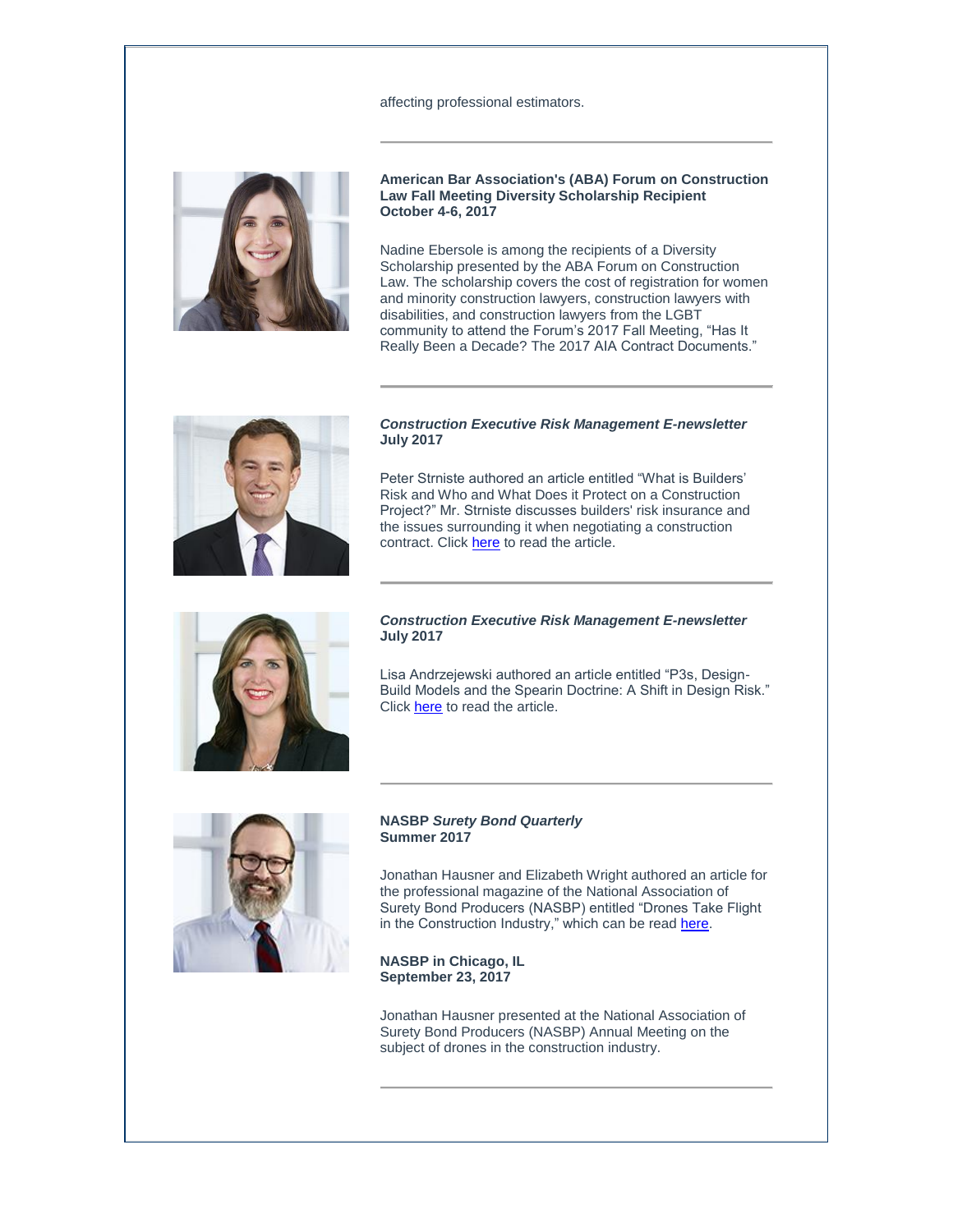affecting professional estimators.

---

**American Bar Association's (ABA) Forum on Construction Law Fall Meeting Diversity Scholarship Recipient**
**October 4-6, 2017**

Nadine Ebersole is among the recipients of a Diversity Scholarship presented by the ABA Forum on Construction Law. The scholarship covers the cost of registration for women and minority construction lawyers, construction lawyers with disabilities, and construction lawyers from the LGBT community to attend the Forum's 2017 Fall Meeting, "Has It Really Been a Decade? The 2017 AIA Contract Documents."

---

***Construction Executive Risk Management E-newsletter***
**July 2017**

Peter Strniste authored an article entitled "What is Builders' Risk and Who and What Does it Protect on a Construction Project?" Mr. Strniste discusses builders' risk insurance and the issues surrounding it when negotiating a construction contract. Click here to read the article.

---

***Construction Executive Risk Management E-newsletter***
**July 2017**

Lisa Andrzejewski authored an article entitled "P3s, Design-Build Models and the Spearin Doctrine: A Shift in Design Risk." Click here to read the article.

---

**NASBP *Surety Bond Quarterly***
**Summer 2017**

Jonathan Hausner and Elizabeth Wright authored an article for the professional magazine of the National Association of Surety Bond Producers (NASBP) entitled "Drones Take Flight in the Construction Industry," which can be read here.

**NASBP in Chicago, IL**
**September 23, 2017**

Jonathan Hausner presented at the National Association of Surety Bond Producers (NASBP) Annual Meeting on the subject of drones in the construction industry.

---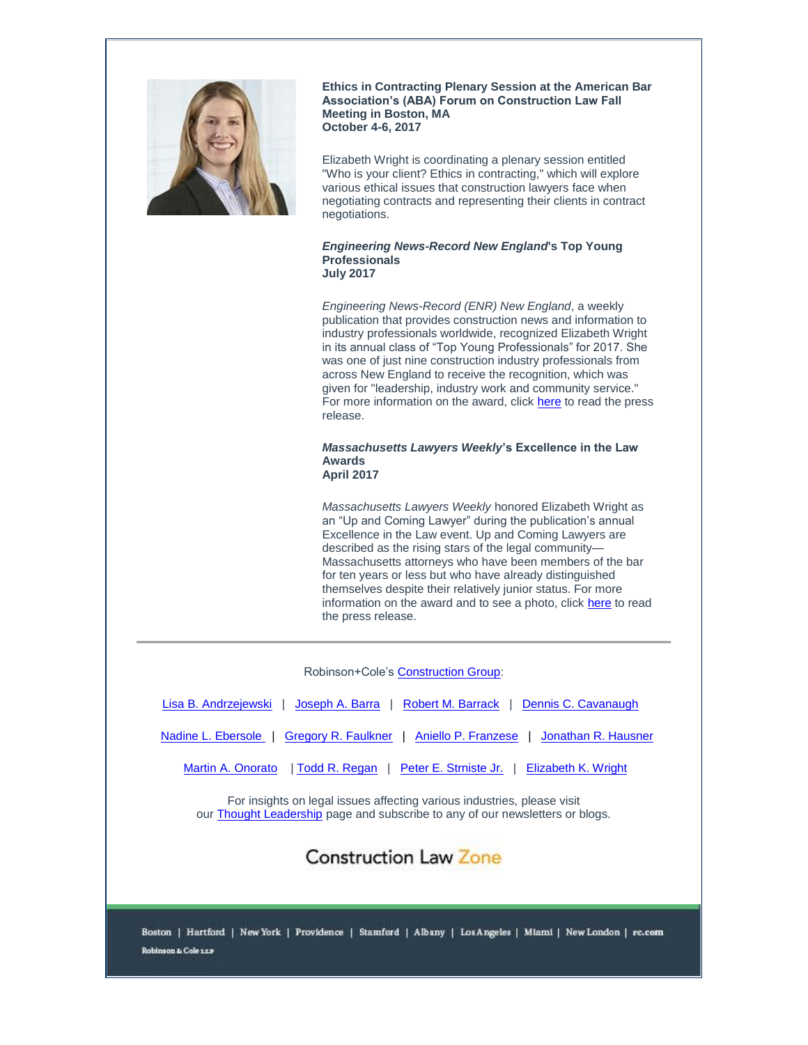**Ethics in Contracting Plenary Session at the American Bar Association's (ABA) Forum on Construction Law Fall Meeting in Boston, MA**
**October 4-6, 2017**

Elizabeth Wright is coordinating a plenary session entitled "Who is your client? Ethics in contracting," which will explore various ethical issues that construction lawyers face when negotiating contracts and representing their clients in contract negotiations.

***Engineering News-Record New England*'s Top Young Professionals**
**July 2017**

*Engineering News-Record (ENR) New England*, a weekly publication that provides construction news and information to industry professionals worldwide, recognized Elizabeth Wright in its annual class of "Top Young Professionals" for 2017. She was one of just nine construction industry professionals from across New England to receive the recognition, which was given for "leadership, industry work and community service." For more information on the award, click here to read the press release.

***Massachusetts Lawyers Weekly*'s Excellence in the Law Awards**
**April 2017**

*Massachusetts Lawyers Weekly* honored Elizabeth Wright as an "Up and Coming Lawyer" during the publication's annual Excellence in the Law event. Up and Coming Lawyers are described as the rising stars of the legal community—Massachusetts attorneys who have been members of the bar for ten years or less but who have already distinguished themselves despite their relatively junior status. For more information on the award and to see a photo, click here to read the press release.

---

Robinson+Cole's Construction Group:

Lisa B. Andrzejewski | Joseph A. Barra | Robert M. Barrack | Dennis C. Cavanaugh

Nadine L. Ebersole | Gregory R. Faulkner | Aniello P. Franzese | Jonathan R. Hausner

Martin A. Onorato | Todd R. Regan | Peter E. Strniste Jr. | Elizabeth K. Wright

For insights on legal issues affecting various industries, please visit our Thought Leadership page and subscribe to any of our newsletters or blogs.

Construction Law Zone

Boston | Hartford | New York | Providence | Stamford | Albany | Los Angeles | Miami | New London | rc.com

Robinson & Cole LLP